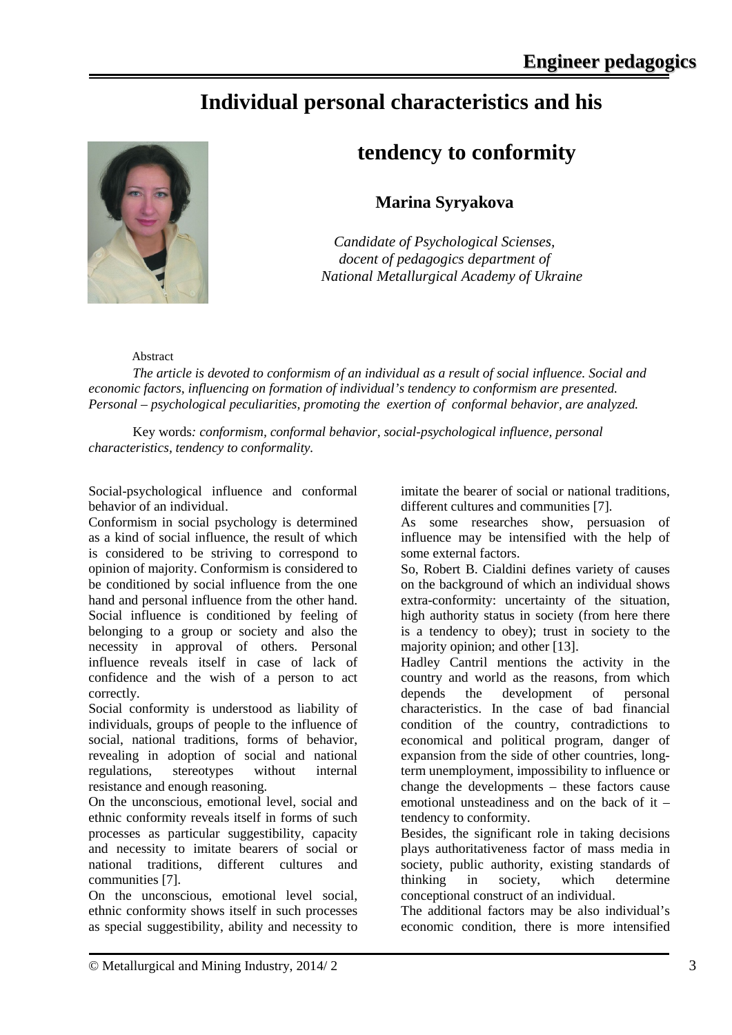# Individual personal characteristics and his tendency to conformity

**Marina Syryakova**

*Candidate of Psychological Scienses, docent of pedagogics department of National Metallurgical Academy of Ukraine*

Abstract

*The article is devoted to conformism of an individual as a result of social influence. Social and economic factors, influencing on formation of individual's tendency to conformism are presented. Personal – psychological peculiarities, promoting the exertion of conformal behavior, are analyzed.*

Key words*: conformism, conformal behavior, social-psychological influence, personal characteristics, tendency to conformality.*

Social-psychological influence and conformal behavior of an individual.

Conformism in social psychology is determined as a kind of social influence, the result of which is considered to be striving to correspond to opinion of majority. Conformism is considered to be conditioned by social influence from the one hand and personal influence from the other hand. Social influence is conditioned by feeling of belonging to a group or society and also the necessity in approval of others. Personal influence reveals itself in case of lack of confidence and the wish of a person to act correctly.

Social conformity is understood as liability of individuals, groups of people to the influence of social, national traditions, forms of behavior, revealing in adoption of social and national regulations, stereotypes without internal resistance and enough reasoning.

On the unconscious, emotional level, social and ethnic conformity reveals itself in forms of such processes as particular suggestibility, capacity and necessity to imitate bearers of social or national traditions, different cultures and communities [7].

On the unconscious, emotional level social, ethnic conformity shows itself in such processes as special suggestibility, ability and necessity to imitate the bearer of social or national traditions, different cultures and communities [7].

As some researches show, persuasion of influence may be intensified with the help of some external factors.

So, Robert B. Cialdini defines variety of causes on the background of which an individual shows extra-conformity: uncertainty of the situation, high authority status in society (from here there is a tendency to obey); trust in society to the majority opinion; and other [13].

Hadley Cantril mentions the activity in the country and world as the reasons, from which depends the development of personal characteristics. In the case of bad financial condition of the country, contradictions to economical and political program, danger of expansion from the side of other countries, long-term unemployment, impossibility to influence or change the developments – these factors cause emotional unsteadiness and on the back of it – tendency to conformity.

Besides, the significant role in taking decisions plays authoritativeness factor of mass media in society, public authority, existing standards of thinking in society, which determine conceptional construct of an individual.

The additional factors may be also individual's economic condition, there is more intensified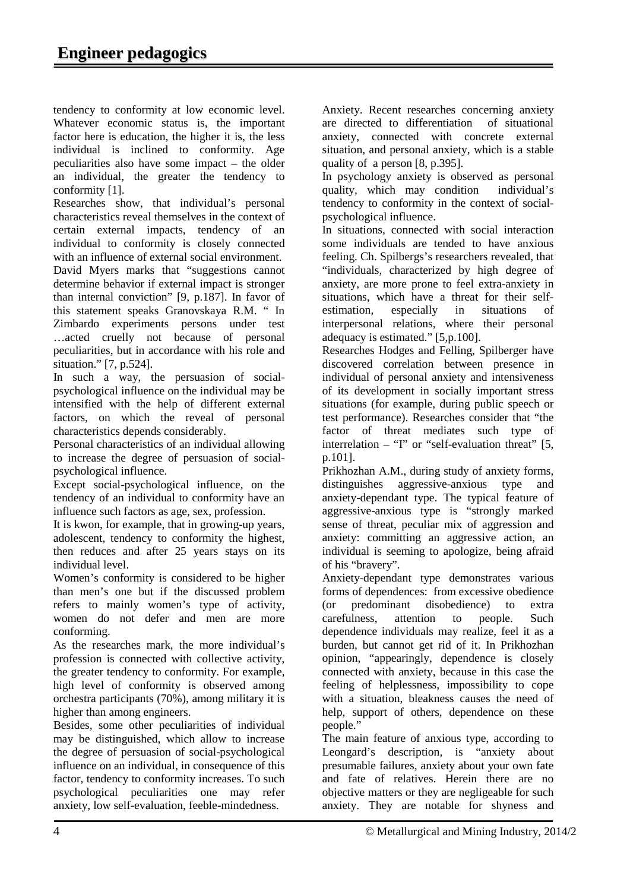tendency to conformity at low economic level. Whatever economic status is, the important factor here is education, the higher it is, the less individual is inclined to conformity. Age peculiarities also have some impact – the older an individual, the greater the tendency to conformity [1].

Researches show, that individual's personal characteristics reveal themselves in the context of certain external impacts, tendency of an individual to conformity is closely connected with an influence of external social environment.

David Myers marks that "suggestions cannot determine behavior if external impact is stronger than internal conviction" [9, p.187]. In favor of this statement speaks Granovskaya R.M. " In Zimbardo experiments persons under test …acted cruelly not because of personal peculiarities, but in accordance with his role and situation." [7, p.524].

In such a way, the persuasion of social-psychological influence on the individual may be intensified with the help of different external factors, on which the reveal of personal characteristics depends considerably.

Personal characteristics of an individual allowing to increase the degree of persuasion of social-psychological influence.

Except social-psychological influence, on the tendency of an individual to conformity have an influence such factors as age, sex, profession.

It is kwon, for example, that in growing-up years, adolescent, tendency to conformity the highest, then reduces and after 25 years stays on its individual level.

Women's conformity is considered to be higher than men's one but if the discussed problem refers to mainly women's type of activity, women do not defer and men are more conforming.

As the researches mark, the more individual's profession is connected with collective activity, the greater tendency to conformity. For example, high level of conformity is observed among orchestra participants (70%), among military it is higher than among engineers.

Besides, some other peculiarities of individual may be distinguished, which allow to increase the degree of persuasion of social-psychological influence on an individual, in consequence of this factor, tendency to conformity increases. To such psychological peculiarities one may refer anxiety, low self-evaluation, feeble-mindedness.

Anxiety. Recent researches concerning anxiety are directed to differentiation of situational anxiety, connected with concrete external situation, and personal anxiety, which is a stable quality of a person [8, p.395].

In psychology anxiety is observed as personal quality, which may condition individual's tendency to conformity in the context of social-psychological influence.

In situations, connected with social interaction some individuals are tended to have anxious feeling. Ch. Spilbergs's researchers revealed, that "individuals, characterized by high degree of anxiety, are more prone to feel extra-anxiety in situations, which have a threat for their self-estimation, especially in situations of interpersonal relations, where their personal adequacy is estimated." [5,p.100].

Researches Hodges and Felling, Spilberger have discovered correlation between presence in individual of personal anxiety and intensiveness of its development in socially important stress situations (for example, during public speech or test performance). Researches consider that "the factor of threat mediates such type of interrelation – "I" or "self-evaluation threat" [5, p.101].

Prikhozhan A.M., during study of anxiety forms, distinguishes aggressive-anxious type and anxiety-dependant type. The typical feature of aggressive-anxious type is "strongly marked sense of threat, peculiar mix of aggression and anxiety: committing an aggressive action, an individual is seeming to apologize, being afraid of his "bravery".

Anxiety-dependant type demonstrates various forms of dependences: from excessive obedience (or predominant disobedience) to extra carefulness, attention to people. Such dependence individuals may realize, feel it as a burden, but cannot get rid of it. In Prikhozhan opinion, "appearingly, dependence is closely connected with anxiety, because in this case the feeling of helplessness, impossibility to cope with a situation, bleakness causes the need of help, support of others, dependence on these people."

The main feature of anxious type, according to Leongard's description, is "anxiety about presumable failures, anxiety about your own fate and fate of relatives. Herein there are no objective matters or they are negligeable for such anxiety. They are notable for shyness and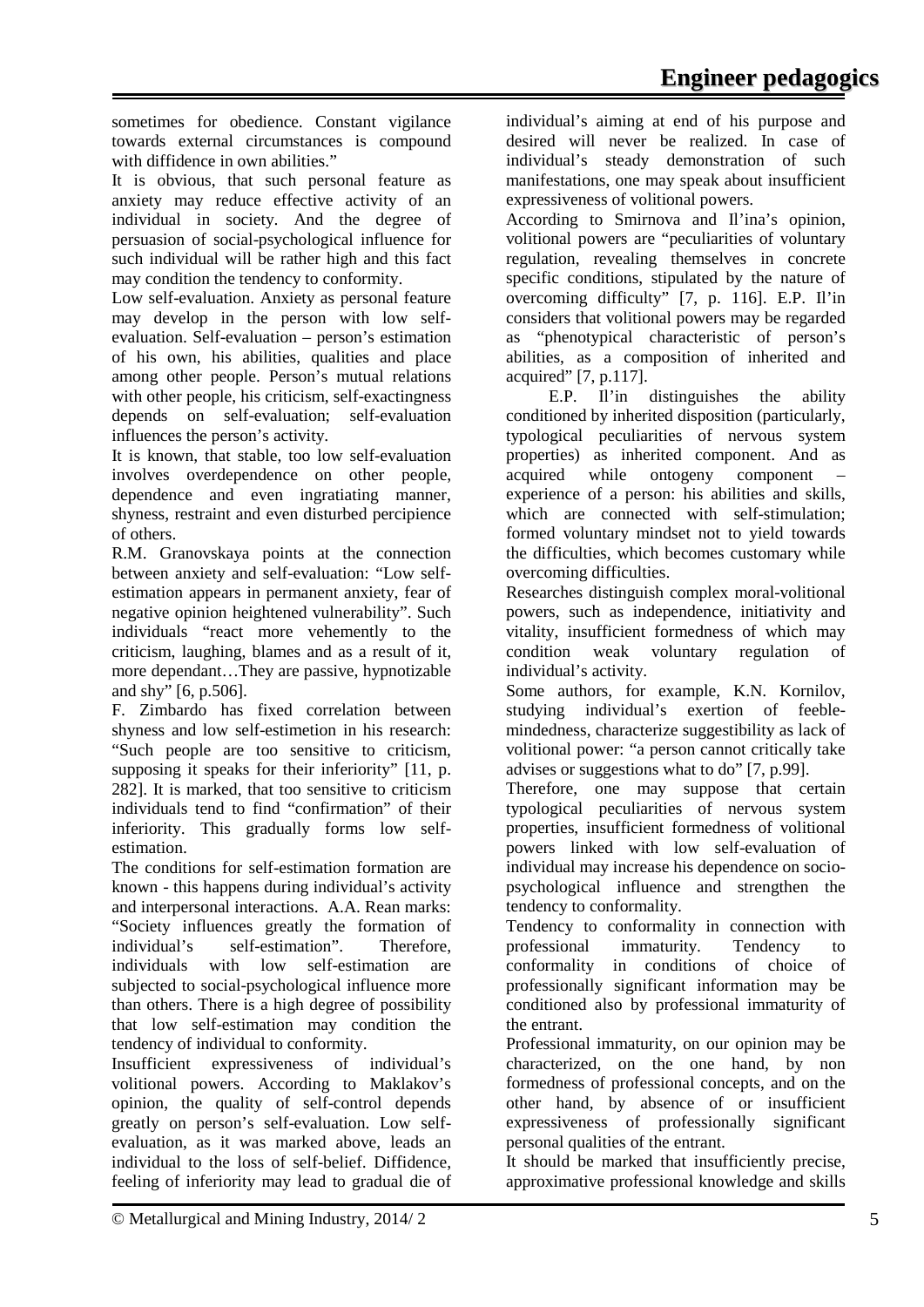sometimes for obedience. Constant vigilance towards external circumstances is compound with diffidence in own abilities."

It is obvious, that such personal feature as anxiety may reduce effective activity of an individual in society. And the degree of persuasion of social-psychological influence for such individual will be rather high and this fact may condition the tendency to conformity.

Low self-evaluation. Anxiety as personal feature may develop in the person with low self-evaluation. Self-evaluation – person's estimation of his own, his abilities, qualities and place among other people. Person's mutual relations with other people, his criticism, self-exactingness depends on self-evaluation; self-evaluation influences the person's activity.

It is known, that stable, too low self-evaluation involves overdependence on other people, dependence and even ingratiating manner, shyness, restraint and even disturbed percipience of others.

R.M. Granovskaya points at the connection between anxiety and self-evaluation: "Low self-estimation appears in permanent anxiety, fear of negative opinion heightened vulnerability". Such individuals "react more vehemently to the criticism, laughing, blames and as a result of it, more dependant…They are passive, hypnotizable and shy" [6, p.506].

F. Zimbardo has fixed correlation between shyness and low self-estimetion in his research: "Such people are too sensitive to criticism, supposing it speaks for their inferiority" [11, p. 282]. It is marked, that too sensitive to criticism individuals tend to find "confirmation" of their inferiority. This gradually forms low self-estimation.

The conditions for self-estimation formation are known - this happens during individual's activity and interpersonal interactions. A.A. Rean marks: "Society influences greatly the formation of individual's self-estimation". Therefore, individuals with low self-estimation are subjected to social-psychological influence more than others. There is a high degree of possibility that low self-estimation may condition the tendency of individual to conformity.

Insufficient expressiveness of individual's volitional powers. According to Maklakov's opinion, the quality of self-control depends greatly on person's self-evaluation. Low self-evaluation, as it was marked above, leads an individual to the loss of self-belief. Diffidence, feeling of inferiority may lead to gradual die of individual's aiming at end of his purpose and desired will never be realized. In case of individual's steady demonstration of such manifestations, one may speak about insufficient expressiveness of volitional powers.

According to Smirnova and Il'ina's opinion, volitional powers are "peculiarities of voluntary regulation, revealing themselves in concrete specific conditions, stipulated by the nature of overcoming difficulty" [7, p. 116]. E.P. Il'in considers that volitional powers may be regarded as "phenotypical characteristic of person's abilities, as a composition of inherited and acquired" [7, p.117].

E.P. Il'in distinguishes the ability conditioned by inherited disposition (particularly, typological peculiarities of nervous system properties) as inherited component. And as acquired while ontogeny component – experience of a person: his abilities and skills, which are connected with self-stimulation; formed voluntary mindset not to yield towards the difficulties, which becomes customary while overcoming difficulties.

Researches distinguish complex moral-volitional powers, such as independence, initiativity and vitality, insufficient formedness of which may condition weak voluntary regulation of individual's activity.

Some authors, for example, K.N. Kornilov, studying individual's exertion of feeble-mindedness, characterize suggestibility as lack of volitional power: "a person cannot critically take advises or suggestions what to do" [7, p.99].

Therefore, one may suppose that certain typological peculiarities of nervous system properties, insufficient formedness of volitional powers linked with low self-evaluation of individual may increase his dependence on socio-psychological influence and strengthen the tendency to conformality.

Tendency to conformality in connection with professional immaturity. Tendency to conformality in conditions of choice of professionally significant information may be conditioned also by professional immaturity of the entrant.

Professional immaturity, on our opinion may be characterized, on the one hand, by non formedness of professional concepts, and on the other hand, by absence of or insufficient expressiveness of professionally significant personal qualities of the entrant.

It should be marked that insufficiently precise, approximative professional knowledge and skills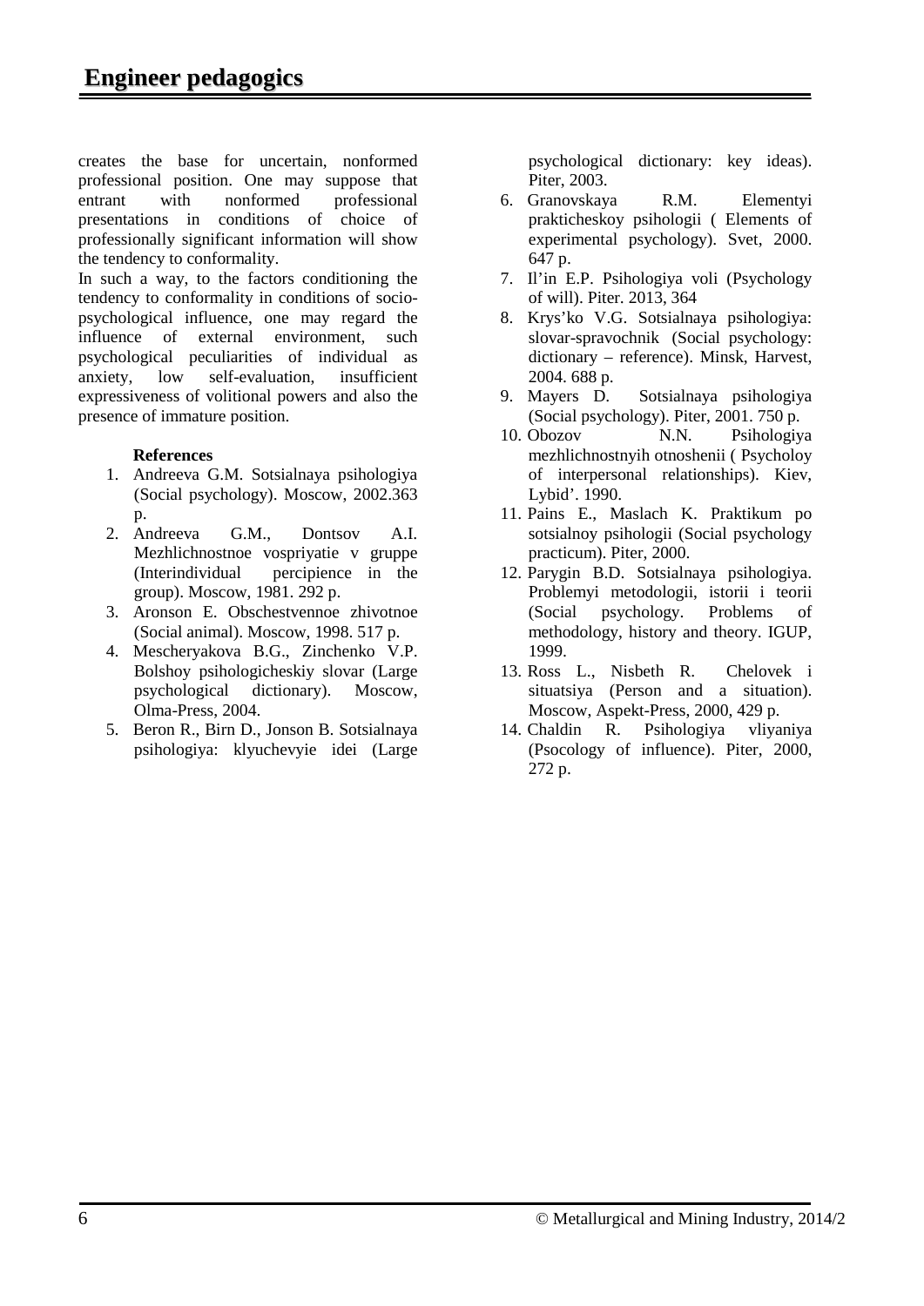creates the base for uncertain, nonformed professional position. One may suppose that entrant with nonformed professional presentations in conditions of choice of professionally significant information will show the tendency to conformality.

In such a way, to the factors conditioning the tendency to conformality in conditions of socio-psychological influence, one may regard the influence of external environment, such psychological peculiarities of individual as anxiety, low self-evaluation, insufficient expressiveness of volitional powers and also the presence of immature position.

**References**

1. Andreeva G.M. Sotsialnaya psihologiya (Social psychology). Moscow, 2002.363 p.
2. Andreeva G.M., Dontsov A.I. Mezhlichnostnoe vospriyatie v gruppe (Interindividual percipience in the group). Moscow, 1981. 292 p.
3. Aronson E. Obschestvennoe zhivotnoe (Social animal). Moscow, 1998. 517 p.
4. Mescheryakova B.G., Zinchenko V.P. Bolshoy psihologicheskiy slovar (Large psychological dictionary). Moscow, Olma-Press, 2004.
5. Beron R., Birn D., Jonson B. Sotsialnaya psihologiya: klyuchevyie idei (Large psychological dictionary: key ideas). Piter, 2003.
6. Granovskaya R.M. Elementyi prakticheskoy psihologii ( Elements of experimental psychology). Svet, 2000. 647 p.
7. Il'in E.P. Psihologiya voli (Psychology of will). Piter. 2013, 364
8. Krys'ko V.G. Sotsialnaya psihologiya: slovar-spravochnik (Social psychology: dictionary – reference). Minsk, Harvest, 2004. 688 p.
9. Mayers D. Sotsialnaya psihologiya (Social psychology). Piter, 2001. 750 p.
10. Obozov N.N. Psihologiya mezhlichnostnyih otnoshenii ( Psycholoy of interpersonal relationships). Kiev, Lybid'. 1990.
11. Pains E., Maslach K. Praktikum po sotsialnoy psihologii (Social psychology practicum). Piter, 2000.
12. Parygin B.D. Sotsialnaya psihologiya. Problemyi metodologii, istorii i teorii (Social psychology. Problems of methodology, history and theory. IGUP, 1999.
13. Ross L., Nisbeth R. Chelovek i situatsiya (Person and a situation). Moscow, Aspekt-Press, 2000, 429 p.
14. Chaldin R. Psihologiya vliyaniya (Psocology of influence). Piter, 2000, 272 p.